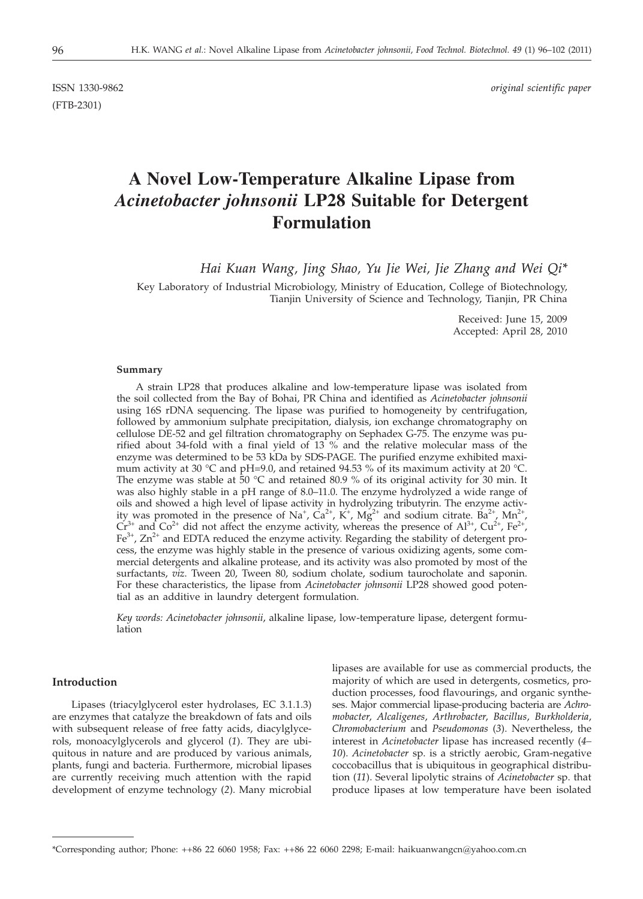ISSN 1330-9862 *original scientific paper*

(FTB-2301)

# A Novel Low-Temperature Alkaline Lipase from *Acinetobacter johnsonii* LP28 Suitable for Detergent Formulation

*Hai Kuan Wang, Jing Shao, Yu Jie Wei, Jie Zhang and Wei Qi**

Key Laboratory of Industrial Microbiology, Ministry of Education, College of Biotechnology, Tianjin University of Science and Technology, Tianjin, PR China

Received: June 15, 2009
Accepted: April 28, 2010

### Summary

A strain LP28 that produces alkaline and low-temperature lipase was isolated from the soil collected from the Bay of Bohai, PR China and identified as *Acinetobacter johnsonii* using 16S rDNA sequencing. The lipase was purified to homogeneity by centrifugation, followed by ammonium sulphate precipitation, dialysis, ion exchange chromatography on cellulose DE-52 and gel filtration chromatography on Sephadex G-75. The enzyme was purified about 34-fold with a final yield of 13 % and the relative molecular mass of the enzyme was determined to be 53 kDa by SDS-PAGE. The purified enzyme exhibited maximum activity at 30 °C and pH=9.0, and retained 94.53 % of its maximum activity at 20 °C. The enzyme was stable at 50 °C and retained 80.9 % of its original activity for 30 min. It was also highly stable in a pH range of 8.0–11.0. The enzyme hydrolyzed a wide range of oils and showed a high level of lipase activity in hydrolyzing tributyrin. The enzyme activity was promoted in the presence of $Na^{+}$, $Ca^{2+}$, $K^{+}$, $Mg^{2+}$ and sodium citrate. $Ba^{2+}$, $Mn^{2+}$, $Cr^{3+}$ and $Co^{2+}$ did not affect the enzyme activity, whereas the presence of $Al^{3+}$, $Cu^{2+}$, $Fe^{2+}$, $Fe^{3+}$, $Zn^{2+}$ and EDTA reduced the enzyme activity. Regarding the stability of detergent process, the enzyme was highly stable in the presence of various oxidizing agents, some commercial detergents and alkaline protease, and its activity was also promoted by most of the surfactants, *viz*. Tween 20, Tween 80, sodium cholate, sodium taurocholate and saponin. For these characteristics, the lipase from *Acinetobacter johnsonii* LP28 showed good potential as an additive in laundry detergent formulation.

*Key words: Acinetobacter johnsonii*, alkaline lipase, low-temperature lipase, detergent formulation

### Introduction

Lipases (triacylglycerol ester hydrolases, EC 3.1.1.3) are enzymes that catalyze the breakdown of fats and oils with subsequent release of free fatty acids, diacylglycerols, monoacylglycerols and glycerol (*1*). They are ubiquitous in nature and are produced by various animals, plants, fungi and bacteria. Furthermore, microbial lipases are currently receiving much attention with the rapid development of enzyme technology (*2*). Many microbial lipases are available for use as commercial products, the majority of which are used in detergents, cosmetics, production processes, food flavourings, and organic syntheses. Major commercial lipase-producing bacteria are *Achromobacter*, *Alcaligenes*, *Arthrobacter*, *Bacillus*, *Burkholderia*, *Chromobacterium* and *Pseudomonas* (*3*). Nevertheless, the interest in *Acinetobacter* lipase has increased recently (*4*–*10*). *Acinetobacter* sp. is a strictly aerobic, Gram-negative coccobacillus that is ubiquitous in geographical distribution (*11*). Several lipolytic strains of *Acinetobacter* sp. that produce lipases at low temperature have been isolated

*Corresponding author; Phone: ++86 22 6060 1958; Fax: ++86 22 6060 2298; E-mail: haikuanwangcn@yahoo.com.cn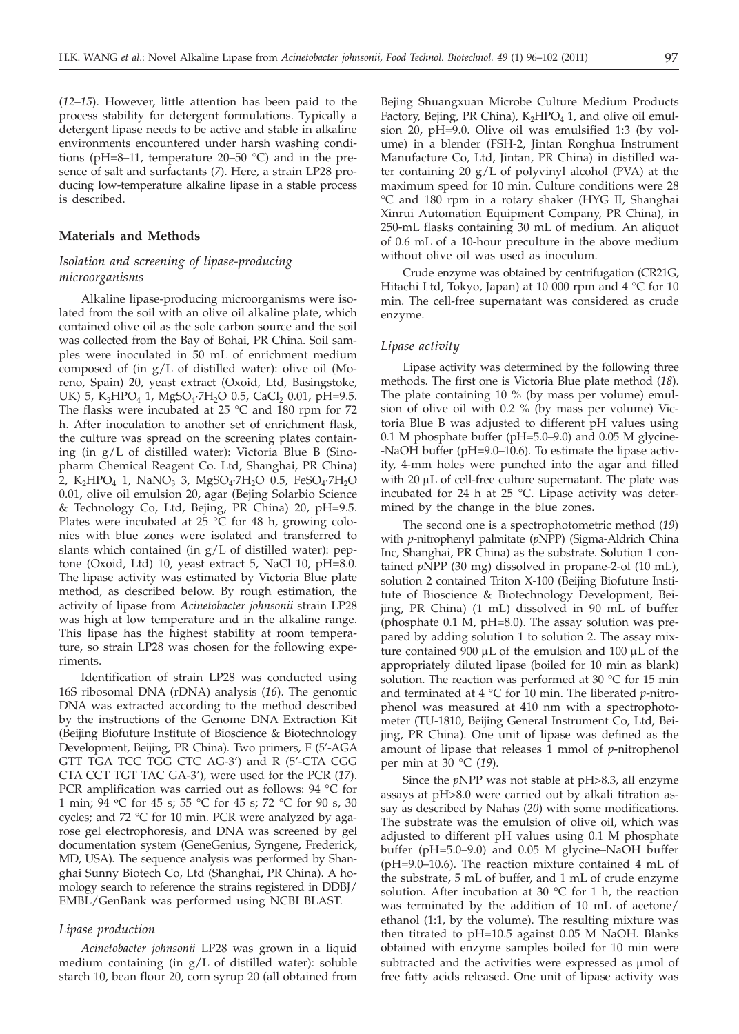(*12–15*). However, little attention has been paid to the process stability for detergent formulations. Typically a detergent lipase needs to be active and stable in alkaline environments encountered under harsh washing conditions (pH=8–11, temperature 20–50 °C) and in the presence of salt and surfactants (*7*). Here, a strain LP28 producing low-temperature alkaline lipase in a stable process is described.

## Materials and Methods

### *Isolation and screening of lipase-producing microorganisms*

Alkaline lipase-producing microorganisms were isolated from the soil with an olive oil alkaline plate, which contained olive oil as the sole carbon source and the soil was collected from the Bay of Bohai, PR China. Soil samples were inoculated in 50 mL of enrichment medium composed of (in g/L of distilled water): olive oil (Moreno, Spain) 20, yeast extract (Oxoid, Ltd, Basingstoke, UK) 5, $K_2HPO_4$ 1, $MgSO_4{\cdot}7H_2O$ 0.5, $CaCl_2$ 0.01, pH=9.5. The flasks were incubated at 25 °C and 180 rpm for 72 h. After inoculation to another set of enrichment flask, the culture was spread on the screening plates containing (in g/L of distilled water): Victoria Blue B (Sinopharm Chemical Reagent Co. Ltd, Shanghai, PR China) 2, $K_2HPO_4$ 1, $NaNO_3$ 3, $MgSO_4{\cdot}7H_2O$ 0.5, $FeSO_4{\cdot}7H_2O$ 0.01, olive oil emulsion 20, agar (Bejing Solarbio Science & Technology Co, Ltd, Bejing, PR China) 20, pH=9.5. Plates were incubated at 25 °C for 48 h, growing colonies with blue zones were isolated and transferred to slants which contained (in g/L of distilled water): peptone (Oxoid, Ltd) 10, yeast extract 5, NaCl 10, pH=8.0. The lipase activity was estimated by Victoria Blue plate method, as described below. By rough estimation, the activity of lipase from *Acinetobacter johnsonii* strain LP28 was high at low temperature and in the alkaline range. This lipase has the highest stability at room temperature, so strain LP28 was chosen for the following experiments.

Identification of strain LP28 was conducted using 16S ribosomal DNA (rDNA) analysis (*16*). The genomic DNA was extracted according to the method described by the instructions of the Genome DNA Extraction Kit (Beijing Biofuture Institute of Bioscience & Biotechnology Development, Beijing, PR China). Two primers, F (5'-AGA GTT TGA TCC TGG CTC AG-3') and R (5'-CTA CGG CTA CCT TGT TAC GA-3'), were used for the PCR (*17*). PCR amplification was carried out as follows: 94 °C for 1 min; 94 °C for 45 s; 55 °C for 45 s; 72 °C for 90 s, 30 cycles; and 72 °C for 10 min. PCR were analyzed by agarose gel electrophoresis, and DNA was screened by gel documentation system (GeneGenius, Syngene, Frederick, MD, USA). The sequence analysis was performed by Shanghai Sunny Biotech Co, Ltd (Shanghai, PR China). A homology search to reference the strains registered in DDBJ/EMBL/GenBank was performed using NCBI BLAST.

### *Lipase production*

*Acinetobacter johnsonii* LP28 was grown in a liquid medium containing (in g/L of distilled water): soluble starch 10, bean flour 20, corn syrup 20 (all obtained from Bejing Shuangxuan Microbe Culture Medium Products Factory, Bejing, PR China), $K_2HPO_4$ 1, and olive oil emulsion 20, pH=9.0. Olive oil was emulsified 1:3 (by volume) in a blender (FSH-2, Jintan Ronghua Instrument Manufacture Co, Ltd, Jintan, PR China) in distilled water containing 20 g/L of polyvinyl alcohol (PVA) at the maximum speed for 10 min. Culture conditions were 28 °C and 180 rpm in a rotary shaker (HYG II, Shanghai Xinrui Automation Equipment Company, PR China), in 250-mL flasks containing 30 mL of medium. An aliquot of 0.6 mL of a 10-hour preculture in the above medium without olive oil was used as inoculum.

Crude enzyme was obtained by centrifugation (CR21G, Hitachi Ltd, Tokyo, Japan) at 10 000 rpm and 4 °C for 10 min. The cell-free supernatant was considered as crude enzyme.

### *Lipase activity*

Lipase activity was determined by the following three methods. The first one is Victoria Blue plate method (*18*). The plate containing 10 % (by mass per volume) emulsion of olive oil with 0.2 % (by mass per volume) Victoria Blue B was adjusted to different pH values using 0.1 M phosphate buffer (pH=5.0–9.0) and 0.05 M glycine-NaOH buffer (pH=9.0–10.6). To estimate the lipase activity, 4-mm holes were punched into the agar and filled with 20 μL of cell-free culture supernatant. The plate was incubated for 24 h at 25 °C. Lipase activity was determined by the change in the blue zones.

The second one is a spectrophotometric method (*19*) with *p*-nitrophenyl palmitate (*p*NPP) (Sigma-Aldrich China Inc, Shanghai, PR China) as the substrate. Solution 1 contained *p*NPP (30 mg) dissolved in propane-2-ol (10 mL), solution 2 contained Triton X-100 (Beijing Biofuture Institute of Bioscience & Biotechnology Development, Beijing, PR China) (1 mL) dissolved in 90 mL of buffer (phosphate 0.1 M, pH=8.0). The assay solution was prepared by adding solution 1 to solution 2. The assay mixture contained 900 μL of the emulsion and 100 μL of the appropriately diluted lipase (boiled for 10 min as blank) solution. The reaction was performed at 30 °C for 15 min and terminated at 4 °C for 10 min. The liberated *p*-nitrophenol was measured at 410 nm with a spectrophotometer (TU-1810, Beijing General Instrument Co, Ltd, Beijing, PR China). One unit of lipase was defined as the amount of lipase that releases 1 mmol of *p*-nitrophenol per min at 30 °C (*19*).

Since the *p*NPP was not stable at pH>8.3, all enzyme assays at pH>8.0 were carried out by alkali titration assay as described by Nahas (*20*) with some modifications. The substrate was the emulsion of olive oil, which was adjusted to different pH values using 0.1 M phosphate buffer (pH=5.0–9.0) and 0.05 M glycine–NaOH buffer (pH=9.0–10.6). The reaction mixture contained 4 mL of the substrate, 5 mL of buffer, and 1 mL of crude enzyme solution. After incubation at 30 °C for 1 h, the reaction was terminated by the addition of 10 mL of acetone/ethanol (1:1, by the volume). The resulting mixture was then titrated to pH=10.5 against 0.05 M NaOH. Blanks obtained with enzyme samples boiled for 10 min were subtracted and the activities were expressed as μmol of free fatty acids released. One unit of lipase activity was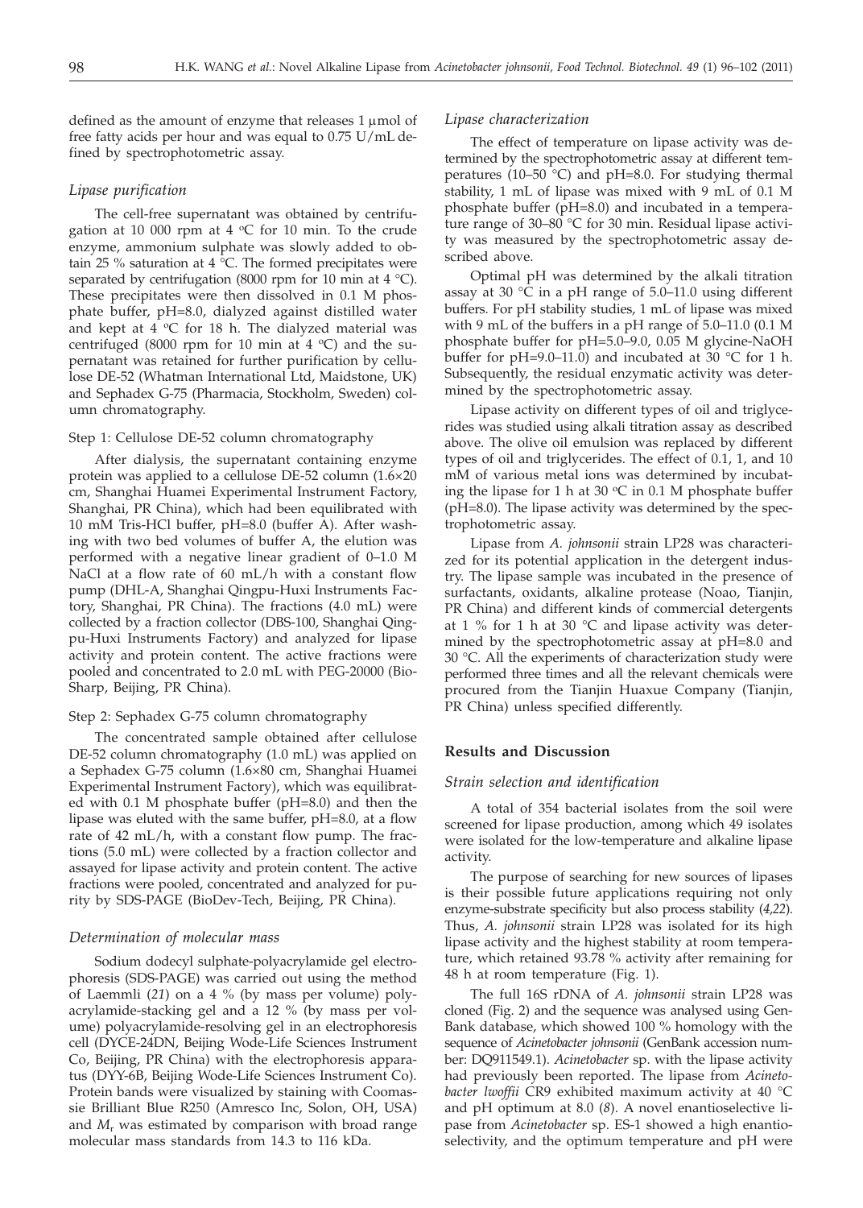defined as the amount of enzyme that releases 1 μmol of free fatty acids per hour and was equal to 0.75 U/mL defined by spectrophotometric assay.

### *Lipase purification*

The cell-free supernatant was obtained by centrifugation at 10 000 rpm at 4 °C for 10 min. To the crude enzyme, ammonium sulphate was slowly added to obtain 25 % saturation at 4 °C. The formed precipitates were separated by centrifugation (8000 rpm for 10 min at 4 °C). These precipitates were then dissolved in 0.1 M phosphate buffer, pH=8.0, dialyzed against distilled water and kept at 4 °C for 18 h. The dialyzed material was centrifuged (8000 rpm for 10 min at 4 °C) and the supernatant was retained for further purification by cellulose DE-52 (Whatman International Ltd, Maidstone, UK) and Sephadex G-75 (Pharmacia, Stockholm, Sweden) column chromatography.

#### Step 1: Cellulose DE-52 column chromatography

After dialysis, the supernatant containing enzyme protein was applied to a cellulose DE-52 column (1.6×20 cm, Shanghai Huamei Experimental Instrument Factory, Shanghai, PR China), which had been equilibrated with 10 mM Tris-HCl buffer, pH=8.0 (buffer A). After washing with two bed volumes of buffer A, the elution was performed with a negative linear gradient of 0–1.0 M NaCl at a flow rate of 60 mL/h with a constant flow pump (DHL-A, Shanghai Qingpu-Huxi Instruments Factory, Shanghai, PR China). The fractions (4.0 mL) were collected by a fraction collector (DBS-100, Shanghai Qingpu-Huxi Instruments Factory) and analyzed for lipase activity and protein content. The active fractions were pooled and concentrated to 2.0 mL with PEG-20000 (Bio-Sharp, Beijing, PR China).

#### Step 2: Sephadex G-75 column chromatography

The concentrated sample obtained after cellulose DE-52 column chromatography (1.0 mL) was applied on a Sephadex G-75 column (1.6×80 cm, Shanghai Huamei Experimental Instrument Factory), which was equilibrated with 0.1 M phosphate buffer (pH=8.0) and then the lipase was eluted with the same buffer, pH=8.0, at a flow rate of 42 mL/h, with a constant flow pump. The fractions (5.0 mL) were collected by a fraction collector and assayed for lipase activity and protein content. The active fractions were pooled, concentrated and analyzed for purity by SDS-PAGE (BioDev-Tech, Beijing, PR China).

### *Determination of molecular mass*

Sodium dodecyl sulphate-polyacrylamide gel electrophoresis (SDS-PAGE) was carried out using the method of Laemmli (*21*) on a 4 % (by mass per volume) polyacrylamide-stacking gel and a 12 % (by mass per volume) polyacrylamide-resolving gel in an electrophoresis cell (DYCE-24DN, Beijing Wode-Life Sciences Instrument Co, Beijing, PR China) with the electrophoresis apparatus (DYY-6B, Beijing Wode-Life Sciences Instrument Co). Protein bands were visualized by staining with Coomassie Brilliant Blue R250 (Amresco Inc, Solon, OH, USA) and $M_r$ was estimated by comparison with broad range molecular mass standards from 14.3 to 116 kDa.

### *Lipase characterization*

The effect of temperature on lipase activity was determined by the spectrophotometric assay at different temperatures (10–50 °C) and pH=8.0. For studying thermal stability, 1 mL of lipase was mixed with 9 mL of 0.1 M phosphate buffer (pH=8.0) and incubated in a temperature range of 30–80 °C for 30 min. Residual lipase activity was measured by the spectrophotometric assay described above.

Optimal pH was determined by the alkali titration assay at 30 °C in a pH range of 5.0–11.0 using different buffers. For pH stability studies, 1 mL of lipase was mixed with 9 mL of the buffers in a pH range of 5.0–11.0 (0.1 M phosphate buffer for pH=5.0–9.0, 0.05 M glycine-NaOH buffer for pH=9.0–11.0) and incubated at 30 °C for 1 h. Subsequently, the residual enzymatic activity was determined by the spectrophotometric assay.

Lipase activity on different types of oil and triglycerides was studied using alkali titration assay as described above. The olive oil emulsion was replaced by different types of oil and triglycerides. The effect of 0.1, 1, and 10 mM of various metal ions was determined by incubating the lipase for 1 h at 30 °C in 0.1 M phosphate buffer (pH=8.0). The lipase activity was determined by the spectrophotometric assay.

Lipase from *A. johnsonii* strain LP28 was characterized for its potential application in the detergent industry. The lipase sample was incubated in the presence of surfactants, oxidants, alkaline protease (Noao, Tianjin, PR China) and different kinds of commercial detergents at 1 % for 1 h at 30 °C and lipase activity was determined by the spectrophotometric assay at pH=8.0 and 30 °C. All the experiments of characterization study were performed three times and all the relevant chemicals were procured from the Tianjin Huaxue Company (Tianjin, PR China) unless specified differently.

## Results and Discussion

### *Strain selection and identification*

A total of 354 bacterial isolates from the soil were screened for lipase production, among which 49 isolates were isolated for the low-temperature and alkaline lipase activity.

The purpose of searching for new sources of lipases is their possible future applications requiring not only enzyme-substrate specificity but also process stability (*4,22*). Thus, *A. johnsonii* strain LP28 was isolated for its high lipase activity and the highest stability at room temperature, which retained 93.78 % activity after remaining for 48 h at room temperature (Fig. 1).

The full 16S rDNA of *A. johnsonii* strain LP28 was cloned (Fig. 2) and the sequence was analysed using GenBank database, which showed 100 % homology with the sequence of *Acinetobacter johnsonii* (GenBank accession number: DQ911549.1). *Acinetobacter* sp. with the lipase activity had previously been reported. The lipase from *Acinetobacter lwoffii* CR9 exhibited maximum activity at 40 °C and pH optimum at 8.0 (*8*). A novel enantioselective lipase from *Acinetobacter* sp. ES-1 showed a high enantioselectivity, and the optimum temperature and pH were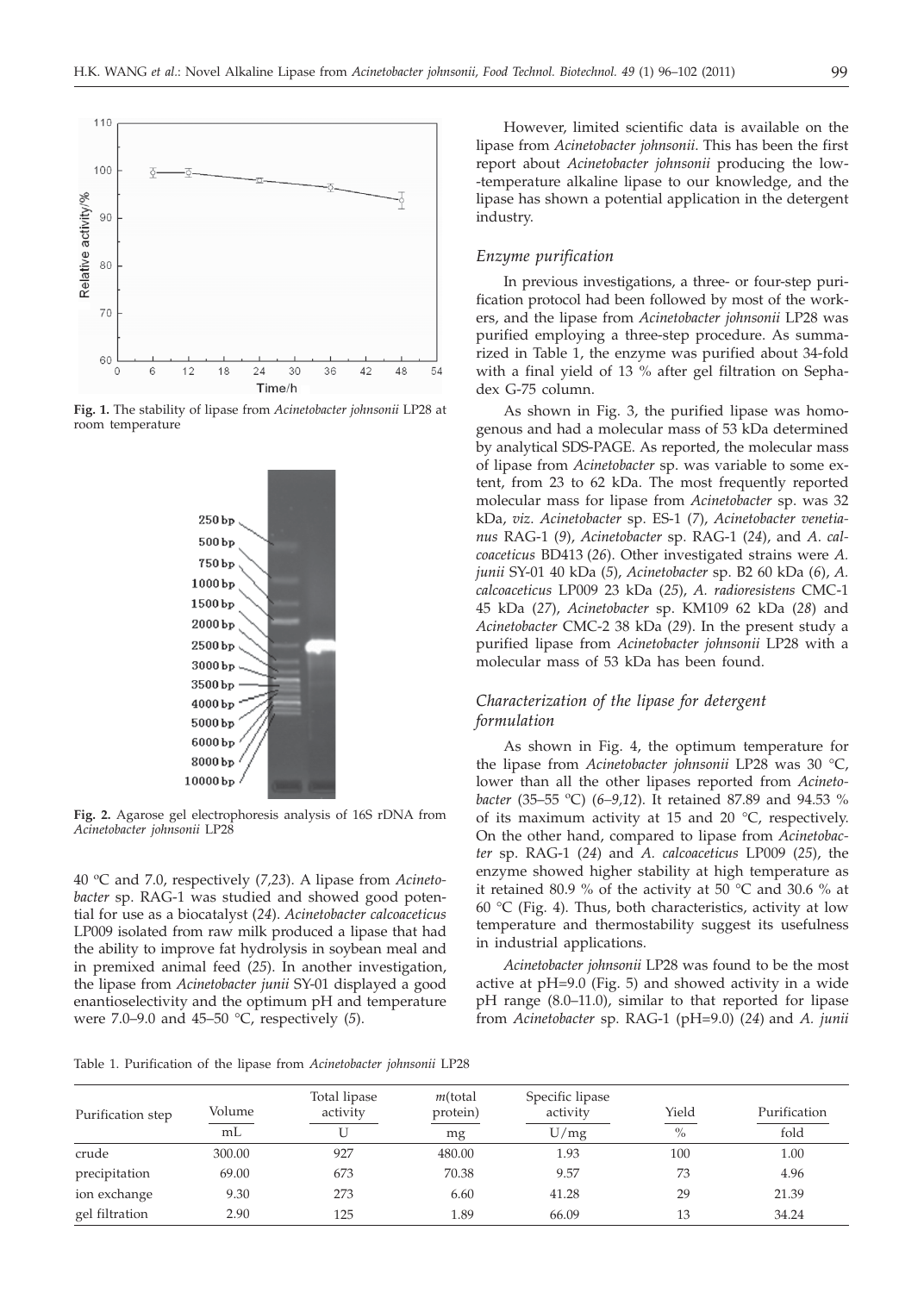**Fig. 1.** The stability of lipase from *Acinetobacter johnsonii* LP28 at room temperature

**Fig. 2.** Agarose gel electrophoresis analysis of 16S rDNA from *Acinetobacter johnsonii* LP28

40 °C and 7.0, respectively (*7,23*). A lipase from *Acinetobacter* sp. RAG-1 was studied and showed good potential for use as a biocatalyst (*24*). *Acinetobacter calcoaceticus* LP009 isolated from raw milk produced a lipase that had the ability to improve fat hydrolysis in soybean meal and in premixed animal feed (*25*). In another investigation, the lipase from *Acinetobacter junii* SY-01 displayed a good enantioselectivity and the optimum pH and temperature were 7.0–9.0 and 45–50 °C, respectively (*5*).

However, limited scientific data is available on the lipase from *Acinetobacter johnsonii*. This has been the first report about *Acinetobacter johnsonii* producing the low-temperature alkaline lipase to our knowledge, and the lipase has shown a potential application in the detergent industry.

### *Enzyme purification*

In previous investigations, a three- or four-step purification protocol had been followed by most of the workers, and the lipase from *Acinetobacter johnsonii* LP28 was purified employing a three-step procedure. As summarized in Table 1, the enzyme was purified about 34-fold with a final yield of 13 % after gel filtration on Sephadex G-75 column.

As shown in Fig. 3, the purified lipase was homogenous and had a molecular mass of 53 kDa determined by analytical SDS-PAGE. As reported, the molecular mass of lipase from *Acinetobacter* sp. was variable to some extent, from 23 to 62 kDa. The most frequently reported molecular mass for lipase from *Acinetobacter* sp. was 32 kDa, *viz. Acinetobacter* sp. ES-1 (*7*), *Acinetobacter venetianus* RAG-1 (*9*), *Acinetobacter* sp. RAG-1 (*24*), and *A. calcoaceticus* BD413 (*26*). Other investigated strains were *A. junii* SY-01 40 kDa (*5*), *Acinetobacter* sp. B2 60 kDa (*6*), *A. calcoaceticus* LP009 23 kDa (*25*), *A. radioresistens* CMC-1 45 kDa (*27*), *Acinetobacter* sp. KM109 62 kDa (*28*) and *Acinetobacter* CMC-2 38 kDa (*29*). In the present study a purified lipase from *Acinetobacter johnsonii* LP28 with a molecular mass of 53 kDa has been found.

### *Characterization of the lipase for detergent formulation*

As shown in Fig. 4, the optimum temperature for the lipase from *Acinetobacter johnsonii* LP28 was 30 °C, lower than all the other lipases reported from *Acinetobacter* (35–55 °C) (*6–9,12*). It retained 87.89 and 94.53 % of its maximum activity at 15 and 20 °C, respectively. On the other hand, compared to lipase from *Acinetobacter* sp. RAG-1 (*24*) and *A. calcoaceticus* LP009 (*25*), the enzyme showed higher stability at high temperature as it retained 80.9 % of the activity at 50 °C and 30.6 % at 60 °C (Fig. 4). Thus, both characteristics, activity at low temperature and thermostability suggest its usefulness in industrial applications.

*Acinetobacter johnsonii* LP28 was found to be the most active at pH=9.0 (Fig. 5) and showed activity in a wide pH range (8.0–11.0), similar to that reported for lipase from *Acinetobacter* sp. RAG-1 (pH=9.0) (*24*) and *A. junii*

Table 1. Purification of the lipase from *Acinetobacter johnsonii* LP28

| Purification step | Volume | Total lipase activity | *m*(total protein) | Specific lipase activity | Yield | Purification |
|---|---|---|---|---|---|---|
| | mL | U | mg | U/mg | % | fold |
| crude | 300.00 | 927 | 480.00 | 1.93 | 100 | 1.00 |
| precipitation | 69.00 | 673 | 70.38 | 9.57 | 73 | 4.96 |
| ion exchange | 9.30 | 273 | 6.60 | 41.28 | 29 | 21.39 |
| gel filtration | 2.90 | 125 | 1.89 | 66.09 | 13 | 34.24 |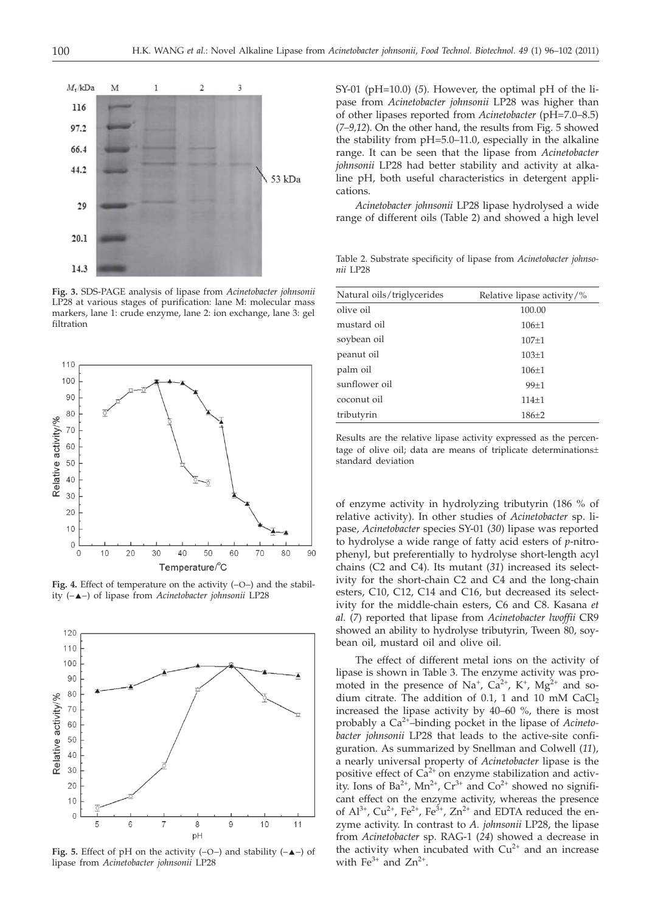Mr/kDa M 1 2 3

116

97.2

66.4

44.2

29

20.1

14.3

53 kDa

**Fig. 3.** SDS-PAGE analysis of lipase from *Acinetobacter johnsonii* LP28 at various stages of purification: lane M: molecular mass markers, lane 1: crude enzyme, lane 2: ion exchange, lane 3: gel filtration

Relative activity/%

Temperature/°C

**Fig. 4.** Effect of temperature on the activity (–O–) and the stability (–▲–) of lipase from *Acinetobacter johnsonii* LP28

Relative activity/%

pH

**Fig. 5.** Effect of pH on the activity (–O–) and stability (–▲–) of lipase from *Acinetobacter johnsonii* LP28

SY-01 (pH=10.0) (*5*). However, the optimal pH of the lipase from *Acinetobacter johnsonii* LP28 was higher than of other lipases reported from *Acinetobacter* (pH=7.0–8.5) (*7–9,12*). On the other hand, the results from Fig. 5 showed the stability from pH=5.0–11.0, especially in the alkaline range. It can be seen that the lipase from *Acinetobacter johnsonii* LP28 had better stability and activity at alkaline pH, both useful characteristics in detergent applications.

*Acinetobacter johnsonii* LP28 lipase hydrolysed a wide range of different oils (Table 2) and showed a high level of enzyme activity in hydrolyzing tributyrin (186 % of relative activity). In other studies of *Acinetobacter* sp. lipase, *Acinetobacter* species SY-01 (*30*) lipase was reported to hydrolyse a wide range of fatty acid esters of *p*-nitrophenyl, but preferentially to hydrolyse short-length acyl chains (C2 and C4). Its mutant (*31*) increased its selectivity for the short-chain C2 and C4 and the long-chain esters, C10, C12, C14 and C16, but decreased its selectivity for the middle-chain esters, C6 and C8. Kasana *et al.* (*7*) reported that lipase from *Acinetobacter lwoffii* CR9 showed an ability to hydrolyse tributyrin, Tween 80, soybean oil, mustard oil and olive oil.

Table 2. Substrate specificity of lipase from *Acinetobacter johnsonii* LP28

| Natural oils/triglycerides | Relative lipase activity/% |
|---|---|
| olive oil | 100.00 |
| mustard oil | 106±1 |
| soybean oil | 107±1 |
| peanut oil | 103±1 |
| palm oil | 106±1 |
| sunflower oil | 99±1 |
| coconut oil | 114±1 |
| tributyrin | 186±2 |

Results are the relative lipase activity expressed as the percentage of olive oil; data are means of triplicate determinations± standard deviation

The effect of different metal ions on the activity of lipase is shown in Table 3. The enzyme activity was promoted in the presence of $Na^+$, $Ca^{2+}$, $K^+$, $Mg^{2+}$ and sodium citrate. The addition of 0.1, 1 and 10 mM $CaCl_2$ increased the lipase activity by 40–60 %, there is most probably a $Ca^{2+}$–binding pocket in the lipase of *Acinetobacter johnsonii* LP28 that leads to the active-site configuration. As summarized by Snellman and Colwell (*11*), a nearly universal property of *Acinetobacter* lipase is the positive effect of $Ca^{2+}$ on enzyme stabilization and activity. Ions of $Ba^{2+}$, $Mn^{2+}$, $Cr^{3+}$ and $Co^{2+}$ showed no significant effect on the enzyme activity, whereas the presence of $Al^{3+}$, $Cu^{2+}$, $Fe^{2+}$, $Fe^{3+}$, $Zn^{2+}$ and EDTA reduced the enzyme activity. In contrast to *A. johnsonii* LP28, the lipase from *Acinetobacter* sp. RAG-1 (*24*) showed a decrease in the activity when incubated with $Cu^{2+}$ and an increase with $Fe^{3+}$ and $Zn^{2+}$.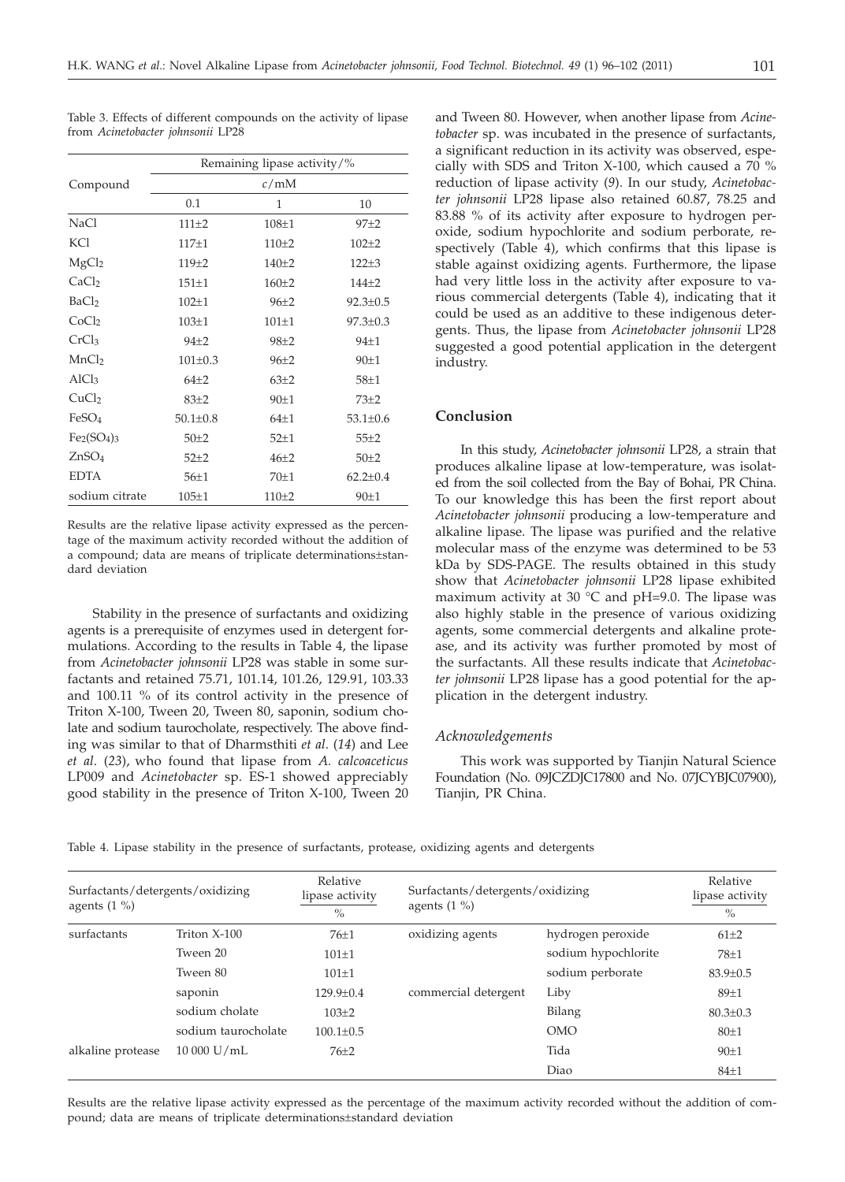Table 3. Effects of different compounds on the activity of lipase from *Acinetobacter johnsonii* LP28

| Compound | Remaining lipase activity/% | | |
|---|---|---|---|
| | $c$/mM | | |
| | 0.1 | 1 | 10 |
| NaCl | 111±2 | 108±1 | 97±2 |
| KCl | 117±1 | 110±2 | 102±2 |
| $MgCl_2$ | 119±2 | 140±2 | 122±3 |
| $CaCl_2$ | 151±1 | 160±2 | 144±2 |
| $BaCl_2$ | 102±1 | 96±2 | 92.3±0.5 |
| $CoCl_2$ | 103±1 | 101±1 | 97.3±0.3 |
| $CrCl_3$ | 94±2 | 98±2 | 94±1 |
| $MnCl_2$ | 101±0.3 | 96±2 | 90±1 |
| $AlCl_3$ | 64±2 | 63±2 | 58±1 |
| $CuCl_2$ | 83±2 | 90±1 | 73±2 |
| $FeSO_4$ | 50.1±0.8 | 64±1 | 53.1±0.6 |
| $Fe_2(SO_4)_3$ | 50±2 | 52±1 | 55±2 |
| $ZnSO_4$ | 52±2 | 46±2 | 50±2 |
| EDTA | 56±1 | 70±1 | 62.2±0.4 |
| sodium citrate | 105±1 | 110±2 | 90±1 |

Results are the relative lipase activity expressed as the percentage of the maximum activity recorded without the addition of a compound; data are means of triplicate determinations±standard deviation

Stability in the presence of surfactants and oxidizing agents is a prerequisite of enzymes used in detergent formulations. According to the results in Table 4, the lipase from *Acinetobacter johnsonii* LP28 was stable in some surfactants and retained 75.71, 101.14, 101.26, 129.91, 103.33 and 100.11 % of its control activity in the presence of Triton X-100, Tween 20, Tween 80, saponin, sodium cholate and sodium taurocholate, respectively. The above finding was similar to that of Dharmsthiti *et al*. (*14*) and Lee *et al*. (*23*), who found that lipase from *A. calcoaceticus* LP009 and *Acinetobacter* sp. ES-1 showed appreciably good stability in the presence of Triton X-100, Tween 20 and Tween 80. However, when another lipase from *Acinetobacter* sp. was incubated in the presence of surfactants, a significant reduction in its activity was observed, especially with SDS and Triton X-100, which caused a 70 % reduction of lipase activity (*9*). In our study, *Acinetobacter johnsonii* LP28 lipase also retained 60.87, 78.25 and 83.88 % of its activity after exposure to hydrogen peroxide, sodium hypochlorite and sodium perborate, respectively (Table 4), which confirms that this lipase is stable against oxidizing agents. Furthermore, the lipase had very little loss in the activity after exposure to various commercial detergents (Table 4), indicating that it could be used as an additive to these indigenous detergents. Thus, the lipase from *Acinetobacter johnsonii* LP28 suggested a good potential application in the detergent industry.

## Conclusion

In this study, *Acinetobacter johnsonii* LP28, a strain that produces alkaline lipase at low-temperature, was isolated from the soil collected from the Bay of Bohai, PR China. To our knowledge this has been the first report about *Acinetobacter johnsonii* producing a low-temperature and alkaline lipase. The lipase was purified and the relative molecular mass of the enzyme was determined to be 53 kDa by SDS-PAGE. The results obtained in this study show that *Acinetobacter johnsonii* LP28 lipase exhibited maximum activity at 30 °C and pH=9.0. The lipase was also highly stable in the presence of various oxidizing agents, some commercial detergents and alkaline protease, and its activity was further promoted by most of the surfactants. All these results indicate that *Acinetobacter johnsonii* LP28 lipase has a good potential for the application in the detergent industry.

### *Acknowledgements*

This work was supported by Tianjin Natural Science Foundation (No. 09JCZDJC17800 and No. 07JCYBJC07900), Tianjin, PR China.

Table 4. Lipase stability in the presence of surfactants, protease, oxidizing agents and detergents

| Surfactants/detergents/oxidizing agents (1 %) | | Relative lipase activity % | Surfactants/detergents/oxidizing agents (1 %) | | Relative lipase activity % |
|---|---|---|---|---|---|
| surfactants | Triton X-100 | 76±1 | oxidizing agents | hydrogen peroxide | 61±2 |
| | Tween 20 | 101±1 | | sodium hypochlorite | 78±1 |
| | Tween 80 | 101±1 | | sodium perborate | 83.9±0.5 |
| | saponin | 129.9±0.4 | commercial detergent | Liby | 89±1 |
| | sodium cholate | 103±2 | | Bilang | 80.3±0.3 |
| | sodium taurocholate | 100.1±0.5 | | OMO | 80±1 |
| alkaline protease | 10 000 U/mL | 76±2 | | Tida | 90±1 |
| | | | | Diao | 84±1 |

Results are the relative lipase activity expressed as the percentage of the maximum activity recorded without the addition of compound; data are means of triplicate determinations±standard deviation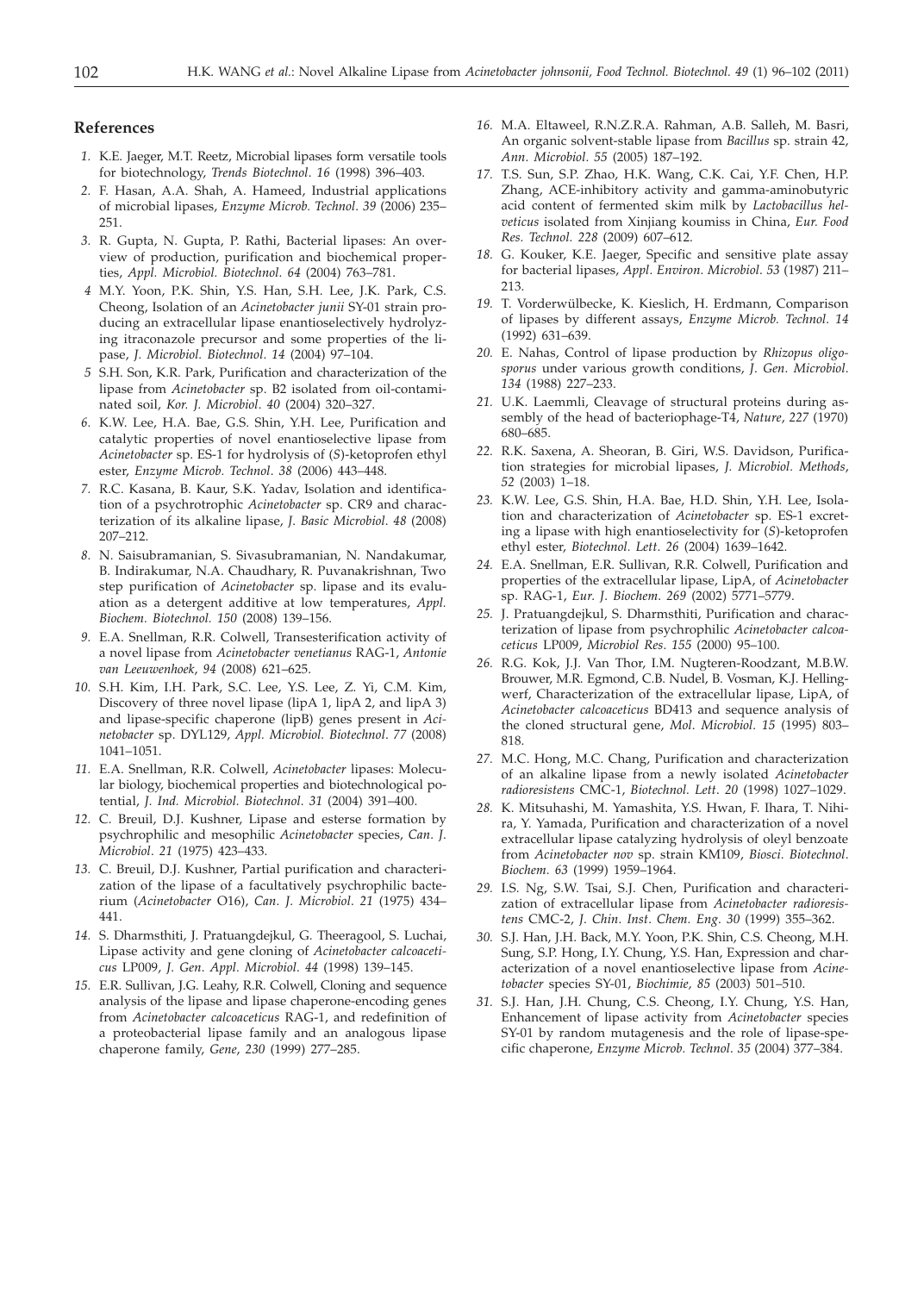## References

1. K.E. Jaeger, M.T. Reetz, Microbial lipases form versatile tools for biotechnology, *Trends Biotechnol. 16* (1998) 396–403.
2. F. Hasan, A.A. Shah, A. Hameed, Industrial applications of microbial lipases, *Enzyme Microb. Technol. 39* (2006) 235–251.
3. R. Gupta, N. Gupta, P. Rathi, Bacterial lipases: An overview of production, purification and biochemical properties, *Appl. Microbiol. Biotechnol. 64* (2004) 763–781.
4. M.Y. Yoon, P.K. Shin, Y.S. Han, S.H. Lee, J.K. Park, C.S. Cheong, Isolation of an *Acinetobacter junii* SY-01 strain producing an extracellular lipase enantioselectively hydrolyzing itraconazole precursor and some properties of the lipase, *J. Microbiol. Biotechnol. 14* (2004) 97–104.
5. S.H. Son, K.R. Park, Purification and characterization of the lipase from *Acinetobacter* sp. B2 isolated from oil-contaminated soil, *Kor. J. Microbiol. 40* (2004) 320–327.
6. K.W. Lee, H.A. Bae, G.S. Shin, Y.H. Lee, Purification and catalytic properties of novel enantioselective lipase from *Acinetobacter* sp. ES-1 for hydrolysis of (*S*)-ketoprofen ethyl ester, *Enzyme Microb. Technol. 38* (2006) 443–448.
7. R.C. Kasana, B. Kaur, S.K. Yadav, Isolation and identification of a psychrotrophic *Acinetobacter* sp. CR9 and characterization of its alkaline lipase, *J. Basic Microbiol. 48* (2008) 207–212.
8. N. Saisubramanian, S. Sivasubramanian, N. Nandakumar, B. Indirakumar, N.A. Chaudhary, R. Puvanakrishnan, Two step purification of *Acinetobacter* sp. lipase and its evaluation as a detergent additive at low temperatures, *Appl. Biochem. Biotechnol. 150* (2008) 139–156.
9. E.A. Snellman, R.R. Colwell, Transesterification activity of a novel lipase from *Acinetobacter venetianus* RAG-1, *Antonie van Leeuwenhoek, 94* (2008) 621–625.
10. S.H. Kim, I.H. Park, S.C. Lee, Y.S. Lee, Z. Yi, C.M. Kim, Discovery of three novel lipase (lipA 1, lipA 2, and lipA 3) and lipase-specific chaperone (lipB) genes present in *Acinetobacter* sp. DYL129, *Appl. Microbiol. Biotechnol. 77* (2008) 1041–1051.
11. E.A. Snellman, R.R. Colwell, *Acinetobacter* lipases: Molecular biology, biochemical properties and biotechnological potential, *J. Ind. Microbiol. Biotechnol. 31* (2004) 391–400.
12. C. Breuil, D.J. Kushner, Lipase and esterse formation by psychrophilic and mesophilic *Acinetobacter* species, *Can. J. Microbiol. 21* (1975) 423–433.
13. C. Breuil, D.J. Kushner, Partial purification and characterization of the lipase of a facultatively psychrophilic bacterium (*Acinetobacter* O16), *Can. J. Microbiol. 21* (1975) 434–441.
14. S. Dharmsthiti, J. Pratuangdejkul, G. Theeragool, S. Luchai, Lipase activity and gene cloning of *Acinetobacter calcoaceticus* LP009, *J. Gen. Appl. Microbiol. 44* (1998) 139–145.
15. E.R. Sullivan, J.G. Leahy, R.R. Colwell, Cloning and sequence analysis of the lipase and lipase chaperone-encoding genes from *Acinetobacter calcoaceticus* RAG-1, and redefinition of a proteobacterial lipase family and an analogous lipase chaperone family, *Gene, 230* (1999) 277–285.
16. M.A. Eltaweel, R.N.Z.R.A. Rahman, A.B. Salleh, M. Basri, An organic solvent-stable lipase from *Bacillus* sp. strain 42, *Ann. Microbiol. 55* (2005) 187–192.
17. T.S. Sun, S.P. Zhao, H.K. Wang, C.K. Cai, Y.F. Chen, H.P. Zhang, ACE-inhibitory activity and gamma-aminobutyric acid content of fermented skim milk by *Lactobacillus helveticus* isolated from Xinjiang koumiss in China, *Eur. Food Res. Technol. 228* (2009) 607–612.
18. G. Kouker, K.E. Jaeger, Specific and sensitive plate assay for bacterial lipases, *Appl. Environ. Microbiol. 53* (1987) 211–213.
19. T. Vorderwülbecke, K. Kieslich, H. Erdmann, Comparison of lipases by different assays, *Enzyme Microb. Technol. 14* (1992) 631–639.
20. E. Nahas, Control of lipase production by *Rhizopus oligosporus* under various growth conditions, *J. Gen. Microbiol. 134* (1988) 227–233.
21. U.K. Laemmli, Cleavage of structural proteins during assembly of the head of bacteriophage-T4, *Nature, 227* (1970) 680–685.
22. R.K. Saxena, A. Sheoran, B. Giri, W.S. Davidson, Purification strategies for microbial lipases, *J. Microbiol. Methods, 52* (2003) 1–18.
23. K.W. Lee, G.S. Shin, H.A. Bae, H.D. Shin, Y.H. Lee, Isolation and characterization of *Acinetobacter* sp. ES-1 excreting a lipase with high enantioselectivity for (*S*)-ketoprofen ethyl ester, *Biotechnol. Lett. 26* (2004) 1639–1642.
24. E.A. Snellman, E.R. Sullivan, R.R. Colwell, Purification and properties of the extracellular lipase, LipA, of *Acinetobacter* sp. RAG-1, *Eur. J. Biochem. 269* (2002) 5771–5779.
25. J. Pratuangdejkul, S. Dharmsthiti, Purification and characterization of lipase from psychrophilic *Acinetobacter calcoaceticus* LP009, *Microbiol Res. 155* (2000) 95–100.
26. R.G. Kok, J.J. Van Thor, I.M. Nugteren-Roodzant, M.B.W. Brouwer, M.R. Egmond, C.B. Nudel, B. Vosman, K.J. Hellingwerf, Characterization of the extracellular lipase, LipA, of *Acinetobacter calcoaceticus* BD413 and sequence analysis of the cloned structural gene, *Mol. Microbiol. 15* (1995) 803–818.
27. M.C. Hong, M.C. Chang, Purification and characterization of an alkaline lipase from a newly isolated *Acinetobacter radioresistens* CMC-1, *Biotechnol. Lett. 20* (1998) 1027–1029.
28. K. Mitsuhashi, M. Yamashita, Y.S. Hwan, F. Ihara, T. Nihira, Y. Yamada, Purification and characterization of a novel extracellular lipase catalyzing hydrolysis of oleyl benzoate from *Acinetobacter nov* sp. strain KM109, *Biosci. Biotechnol. Biochem. 63* (1999) 1959–1964.
29. I.S. Ng, S.W. Tsai, S.J. Chen, Purification and characterization of extracellular lipase from *Acinetobacter radioresistens* CMC-2, *J. Chin. Inst. Chem. Eng. 30* (1999) 355–362.
30. S.J. Han, J.H. Back, M.Y. Yoon, P.K. Shin, C.S. Cheong, M.H. Sung, S.P. Hong, I.Y. Chung, Y.S. Han, Expression and characterization of a novel enantioselective lipase from *Acinetobacter* species SY-01, *Biochimie, 85* (2003) 501–510.
31. S.J. Han, J.H. Chung, C.S. Cheong, I.Y. Chung, Y.S. Han, Enhancement of lipase activity from *Acinetobacter* species SY-01 by random mutagenesis and the role of lipase-specific chaperone, *Enzyme Microb. Technol. 35* (2004) 377–384.